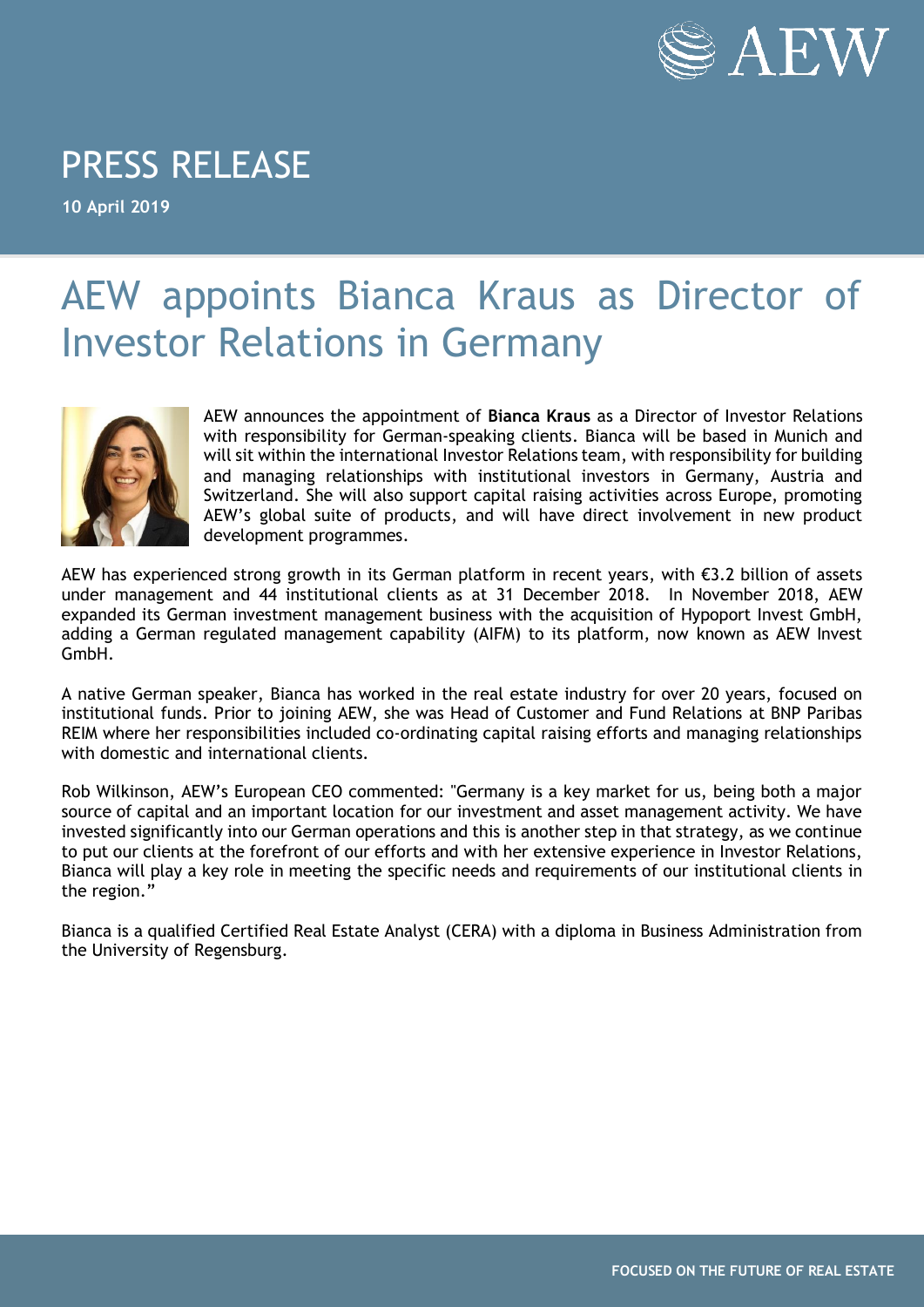# PRESS RELEASE

**10 April 2019**

# AEW appoints Bianca Kraus as Director of Investor Relations in Germany

AEW announces the appointment of **Bianca Kraus** as a Director of Investor Relations with responsibility for German-speaking clients. Bianca will be based in Munich and will sit within the international Investor Relations team, with responsibility for building and managing relationships with institutional investors in Germany, Austria and Switzerland. She will also support capital raising activities across Europe, promoting AEW's global suite of products, and will have direct involvement in new product development programmes.

AEW has experienced strong growth in its German platform in recent years, with €3.2 billion of assets under management and 44 institutional clients as at 31 December 2018. In November 2018, AEW expanded its German investment management business with the acquisition of Hypoport Invest GmbH, adding a German regulated management capability (AIFM) to its platform, now known as AEW Invest GmbH.

A native German speaker, Bianca has worked in the real estate industry for over 20 years, focused on institutional funds. Prior to joining AEW, she was Head of Customer and Fund Relations at BNP Paribas REIM where her responsibilities included co-ordinating capital raising efforts and managing relationships with domestic and international clients.

Rob Wilkinson, AEW's European CEO commented: "Germany is a key market for us, being both a major source of capital and an important location for our investment and asset management activity. We have invested significantly into our German operations and this is another step in that strategy, as we continue to put our clients at the forefront of our efforts and with her extensive experience in Investor Relations, Bianca will play a key role in meeting the specific needs and requirements of our institutional clients in the region."

Bianca is a qualified Certified Real Estate Analyst (CERA) with a diploma in Business Administration from the University of Regensburg.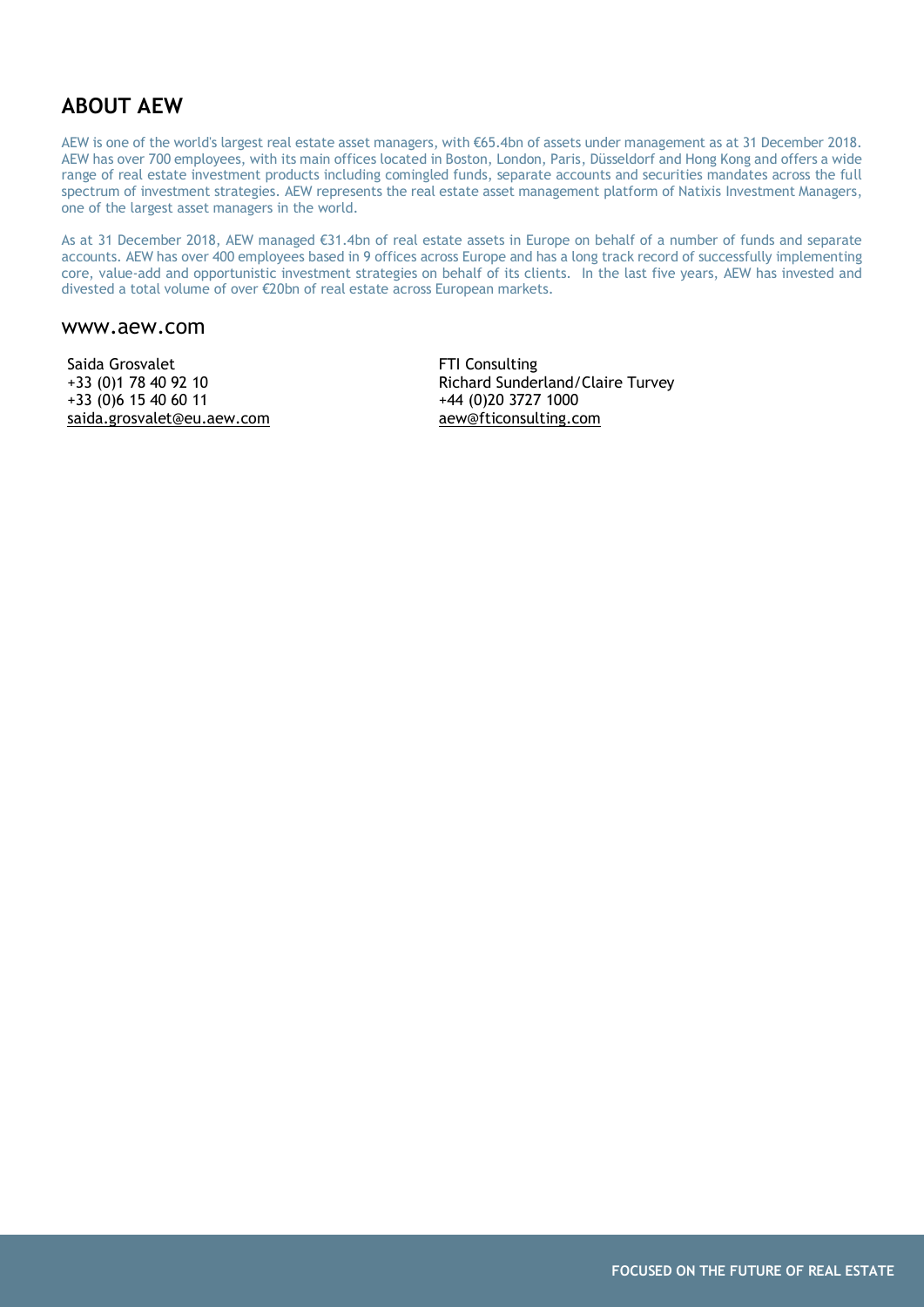## ABOUT AEW

AEW is one of the world's largest real estate asset managers, with €65.4bn of assets under management as at 31 December 2018. AEW has over 700 employees, with its main offices located in Boston, London, Paris, Düsseldorf and Hong Kong and offers a wide range of real estate investment products including comingled funds, separate accounts and securities mandates across the full spectrum of investment strategies. AEW represents the real estate asset management platform of Natixis Investment Managers, one of the largest asset managers in the world.

As at 31 December 2018, AEW managed €31.4bn of real estate assets in Europe on behalf of a number of funds and separate accounts. AEW has over 400 employees based in 9 offices across Europe and has a long track record of successfully implementing core, value-add and opportunistic investment strategies on behalf of its clients. In the last five years, AEW has invested and divested a total volume of over €20bn of real estate across European markets.

www.aew.com

Saida Grosvalet
+33 (0)1 78 40 92 10
+33 (0)6 15 40 60 11
saida.grosvalet@eu.aew.com

FTI Consulting
Richard Sunderland/Claire Turvey
+44 (0)20 3727 1000
aew@fticonsulting.com

FOCUSED ON THE FUTURE OF REAL ESTATE